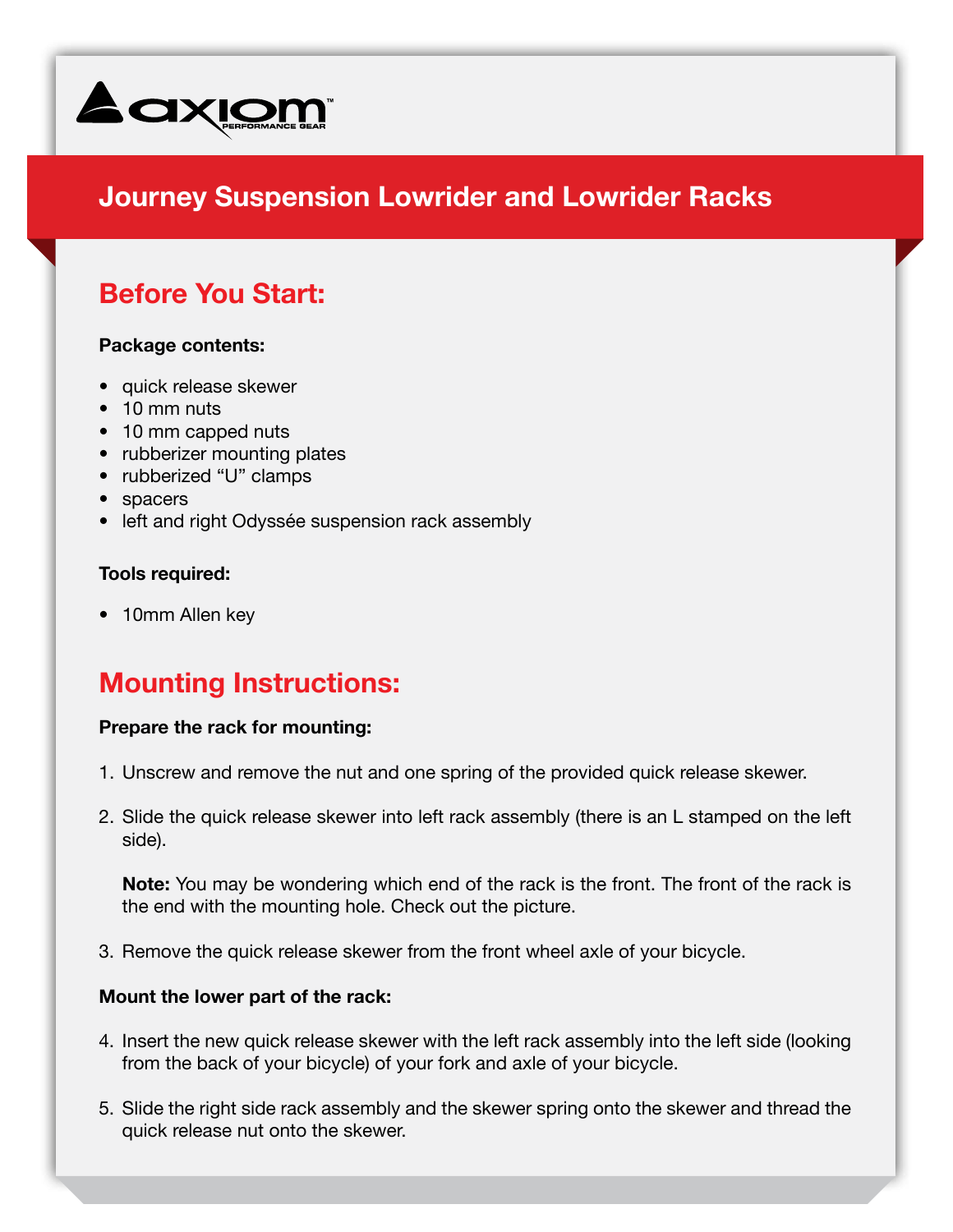# Journey Suspension Lowrider and Lowrider Racks

## Before You Start:

**Package contents:**

- quick release skewer
- 10 mm nuts
- 10 mm capped nuts
- rubberizer mounting plates
- rubberized "U" clamps
- spacers
- left and right Odyssée suspension rack assembly

**Tools required:**

- 10mm Allen key

## Mounting Instructions:

**Prepare the rack for mounting:**

1. Unscrew and remove the nut and one spring of the provided quick release skewer.
2. Slide the quick release skewer into left rack assembly (there is an L stamped on the left side).

   **Note:** You may be wondering which end of the rack is the front. The front of the rack is the end with the mounting hole. Check out the picture.

3. Remove the quick release skewer from the front wheel axle of your bicycle.

**Mount the lower part of the rack:**

4. Insert the new quick release skewer with the left rack assembly into the left side (looking from the back of your bicycle) of your fork and axle of your bicycle.
5. Slide the right side rack assembly and the skewer spring onto the skewer and thread the quick release nut onto the skewer.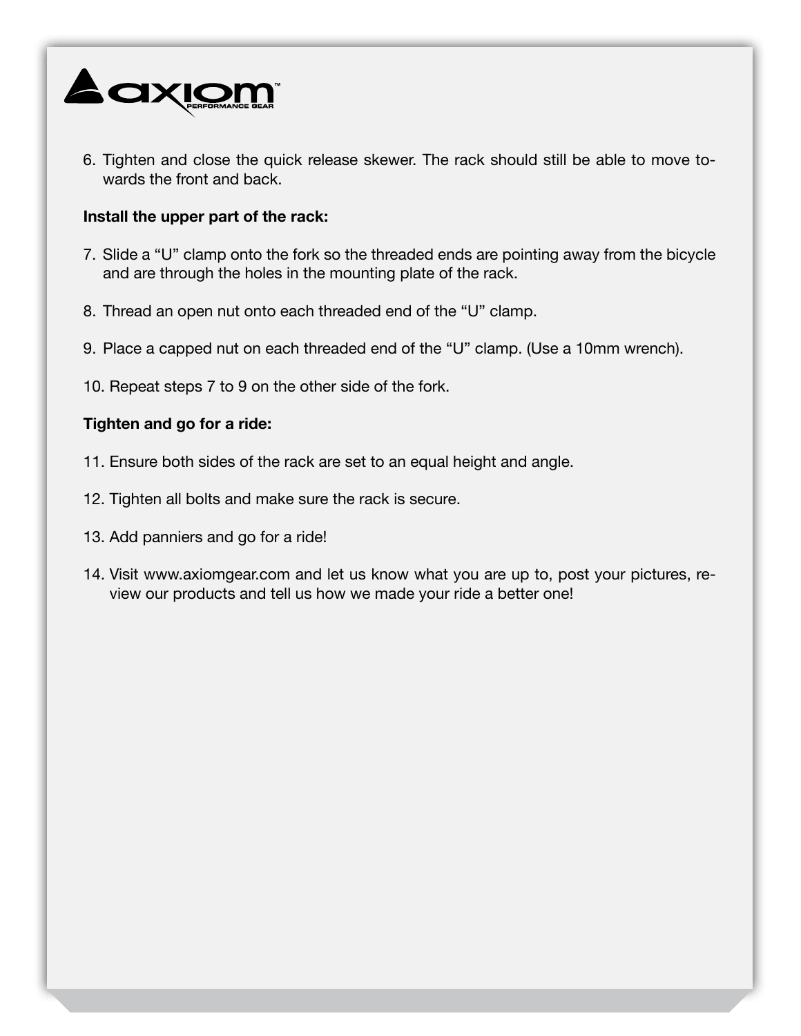6. Tighten and close the quick release skewer. The rack should still be able to move towards the front and back.

**Install the upper part of the rack:**

7. Slide a "U" clamp onto the fork so the threaded ends are pointing away from the bicycle and are through the holes in the mounting plate of the rack.

8. Thread an open nut onto each threaded end of the "U" clamp.

9. Place a capped nut on each threaded end of the "U" clamp. (Use a 10mm wrench).

10. Repeat steps 7 to 9 on the other side of the fork.

**Tighten and go for a ride:**

11. Ensure both sides of the rack are set to an equal height and angle.

12. Tighten all bolts and make sure the rack is secure.

13. Add panniers and go for a ride!

14. Visit www.axiomgear.com and let us know what you are up to, post your pictures, review our products and tell us how we made your ride a better one!